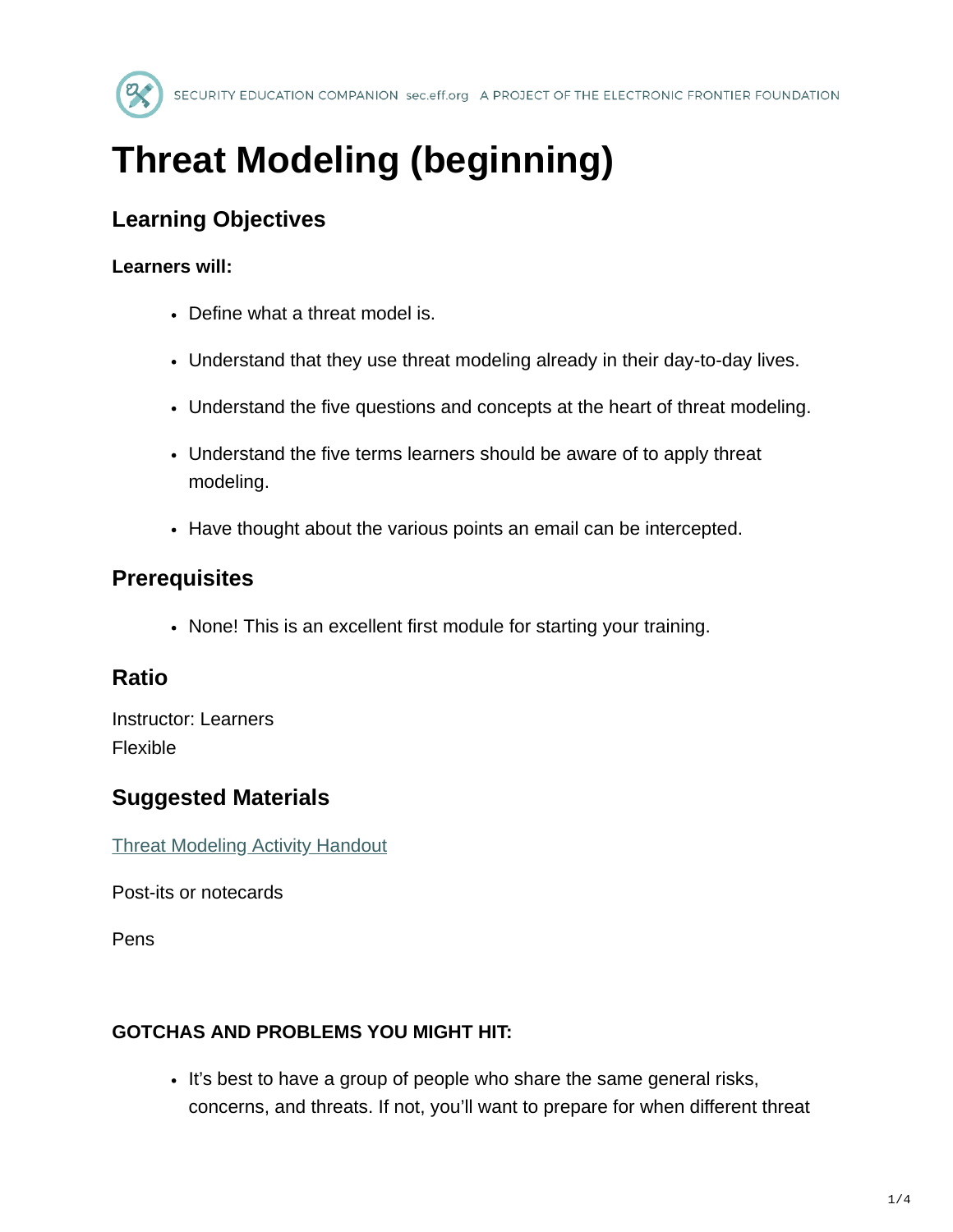# Threat Modeling (beginning)

## Learning Objectives

**Learners will:**

- Define what a threat model is.
- Understand that they use threat modeling already in their day-to-day lives.
- Understand the five questions and concepts at the heart of threat modeling.
- Understand the five terms learners should be aware of to apply threat modeling.
- Have thought about the various points an email can be intercepted.

## Prerequisites

- None! This is an excellent first module for starting your training.

## Ratio

Instructor: Learners
Flexible

## Suggested Materials

[Threat Modeling Activity Handout]

Post-its or notecards

Pens

**GOTCHAS AND PROBLEMS YOU MIGHT HIT:**

- It's best to have a group of people who share the same general risks, concerns, and threats. If not, you'll want to prepare for when different threat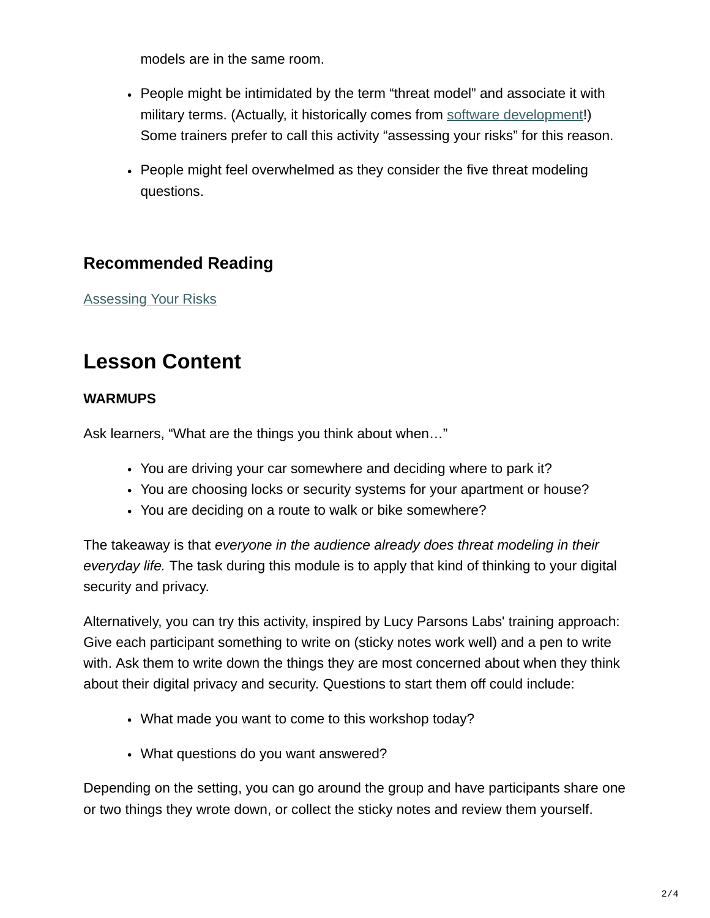models are in the same room.

- People might be intimidated by the term “threat model” and associate it with military terms. (Actually, it historically comes from [software development](#)!) Some trainers prefer to call this activity “assessing your risks” for this reason.
- People might feel overwhelmed as they consider the five threat modeling questions.

### Recommended Reading

[Assessing Your Risks](#)

## Lesson Content

**WARMUPS**

Ask learners, “What are the things you think about when…”

- You are driving your car somewhere and deciding where to park it?
- You are choosing locks or security systems for your apartment or house?
- You are deciding on a route to walk or bike somewhere?

The takeaway is that *everyone in the audience already does threat modeling in their everyday life.* The task during this module is to apply that kind of thinking to your digital security and privacy.

Alternatively, you can try this activity, inspired by Lucy Parsons Labs' training approach: Give each participant something to write on (sticky notes work well) and a pen to write with. Ask them to write down the things they are most concerned about when they think about their digital privacy and security. Questions to start them off could include:

- What made you want to come to this workshop today?
- What questions do you want answered?

Depending on the setting, you can go around the group and have participants share one or two things they wrote down, or collect the sticky notes and review them yourself.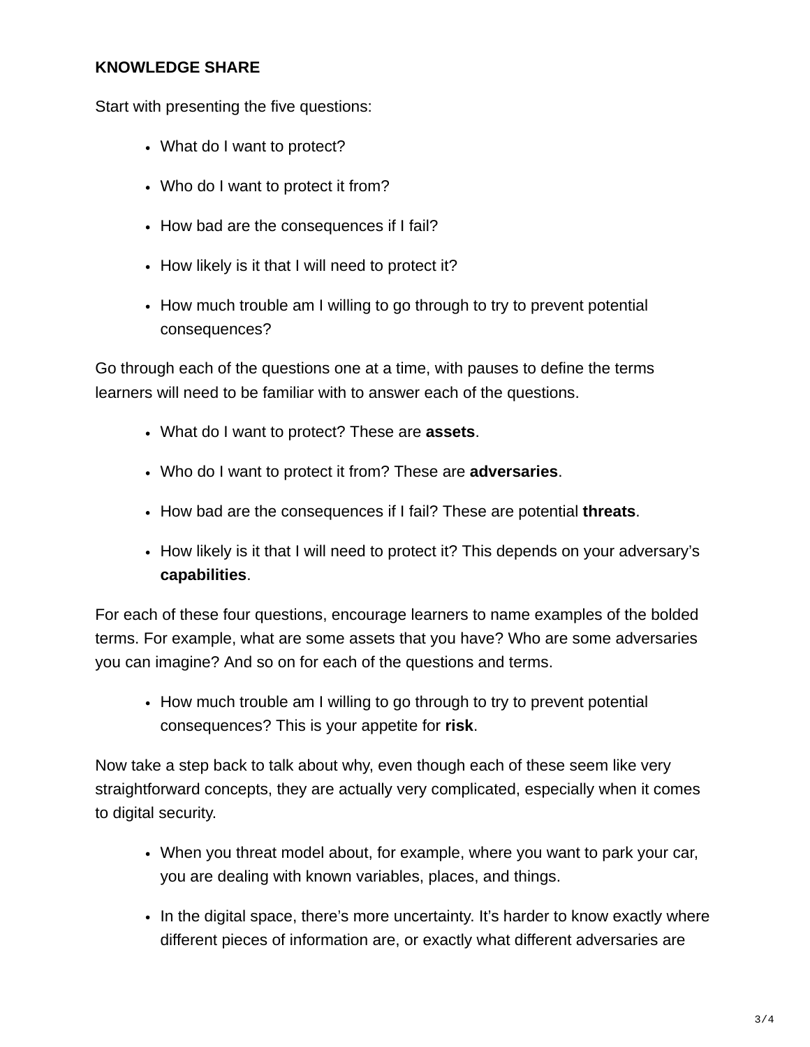**KNOWLEDGE SHARE**

Start with presenting the five questions:

- What do I want to protect?
- Who do I want to protect it from?
- How bad are the consequences if I fail?
- How likely is it that I will need to protect it?
- How much trouble am I willing to go through to try to prevent potential consequences?

Go through each of the questions one at a time, with pauses to define the terms learners will need to be familiar with to answer each of the questions.

- What do I want to protect? These are **assets**.
- Who do I want to protect it from? These are **adversaries**.
- How bad are the consequences if I fail? These are potential **threats**.
- How likely is it that I will need to protect it? This depends on your adversary's **capabilities**.

For each of these four questions, encourage learners to name examples of the bolded terms. For example, what are some assets that you have? Who are some adversaries you can imagine? And so on for each of the questions and terms.

- How much trouble am I willing to go through to try to prevent potential consequences? This is your appetite for **risk**.

Now take a step back to talk about why, even though each of these seem like very straightforward concepts, they are actually very complicated, especially when it comes to digital security.

- When you threat model about, for example, where you want to park your car, you are dealing with known variables, places, and things.
- In the digital space, there's more uncertainty. It's harder to know exactly where different pieces of information are, or exactly what different adversaries are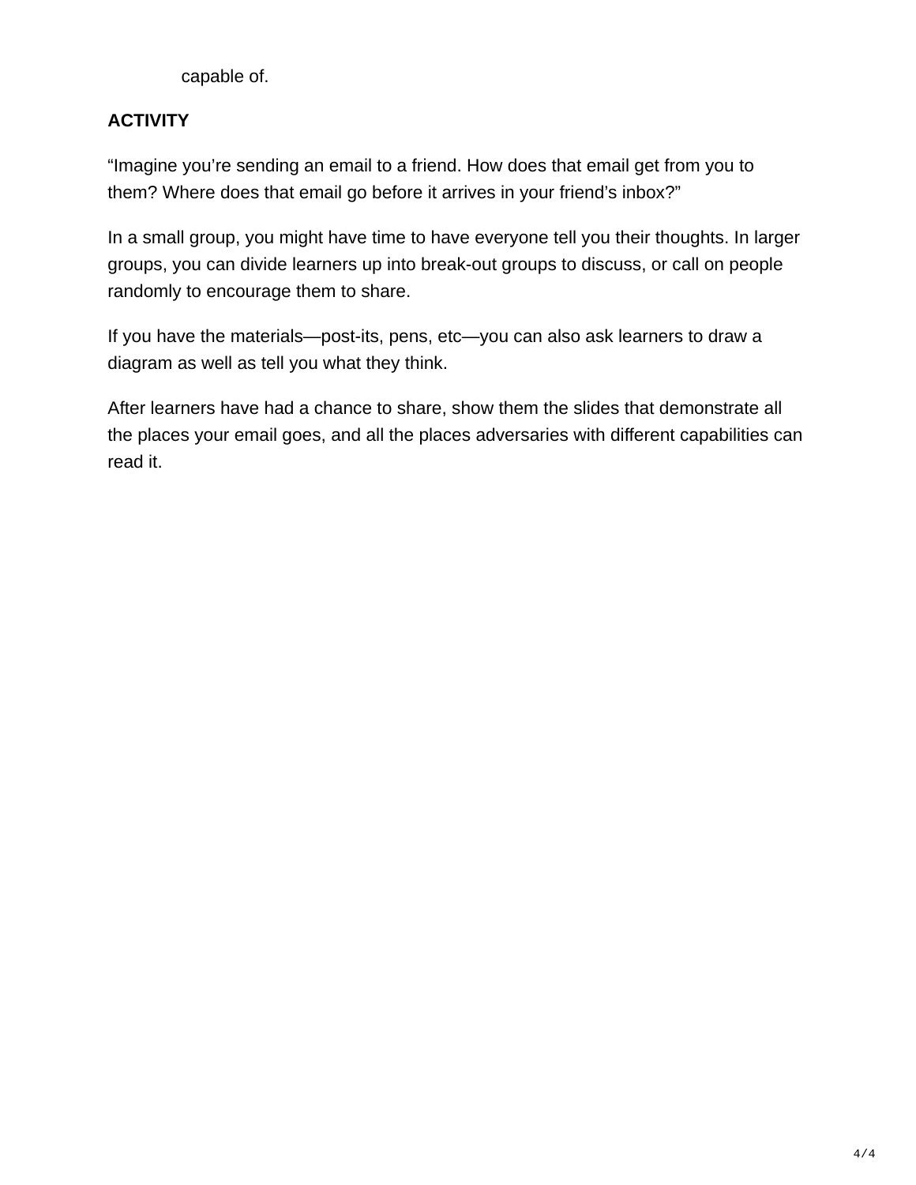capable of.

**ACTIVITY**

"Imagine you're sending an email to a friend. How does that email get from you to them? Where does that email go before it arrives in your friend's inbox?"

In a small group, you might have time to have everyone tell you their thoughts. In larger groups, you can divide learners up into break-out groups to discuss, or call on people randomly to encourage them to share.

If you have the materials—post-its, pens, etc—you can also ask learners to draw a diagram as well as tell you what they think.

After learners have had a chance to share, show them the slides that demonstrate all the places your email goes, and all the places adversaries with different capabilities can read it.